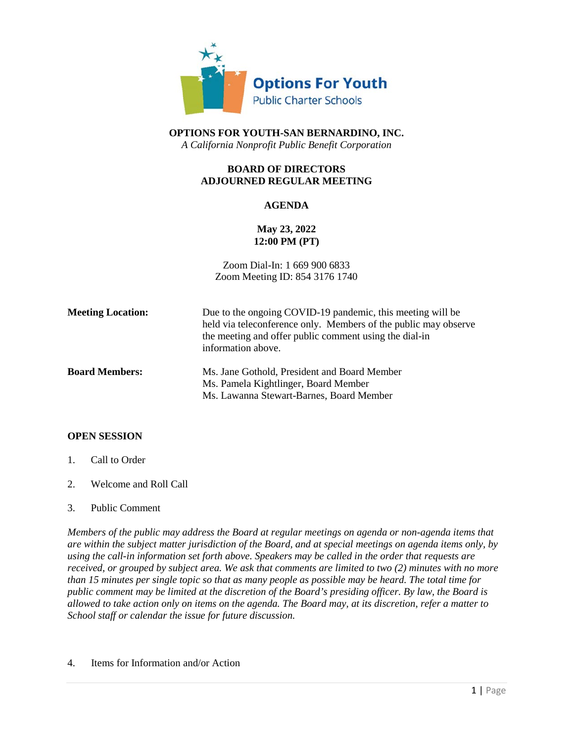# OPTIONS FOR YOUTH-SAN BERNARDINO, INC.

*A California Nonprofit Public Benefit Corporation*

## BOARD OF DIRECTORS
## ADJOURNED REGULAR MEETING

### AGENDA

**May 23, 2022**
**12:00 PM (PT)**

Zoom Dial-In: 1 669 900 6833
Zoom Meeting ID: 854 3176 1740

**Meeting Location:** Due to the ongoing COVID-19 pandemic, this meeting will be held via teleconference only. Members of the public may observe the meeting and offer public comment using the dial-in information above.

**Board Members:**
Ms. Jane Gothold, President and Board Member
Ms. Pamela Kightlinger, Board Member
Ms. Lawanna Stewart-Barnes, Board Member

**OPEN SESSION**

1. Call to Order
2. Welcome and Roll Call
3. Public Comment

*Members of the public may address the Board at regular meetings on agenda or non-agenda items that are within the subject matter jurisdiction of the Board, and at special meetings on agenda items only, by using the call-in information set forth above. Speakers may be called in the order that requests are received, or grouped by subject area. We ask that comments are limited to two (2) minutes with no more than 15 minutes per single topic so that as many people as possible may be heard. The total time for public comment may be limited at the discretion of the Board's presiding officer. By law, the Board is allowed to take action only on items on the agenda. The Board may, at its discretion, refer a matter to School staff or calendar the issue for future discussion.*

4. Items for Information and/or Action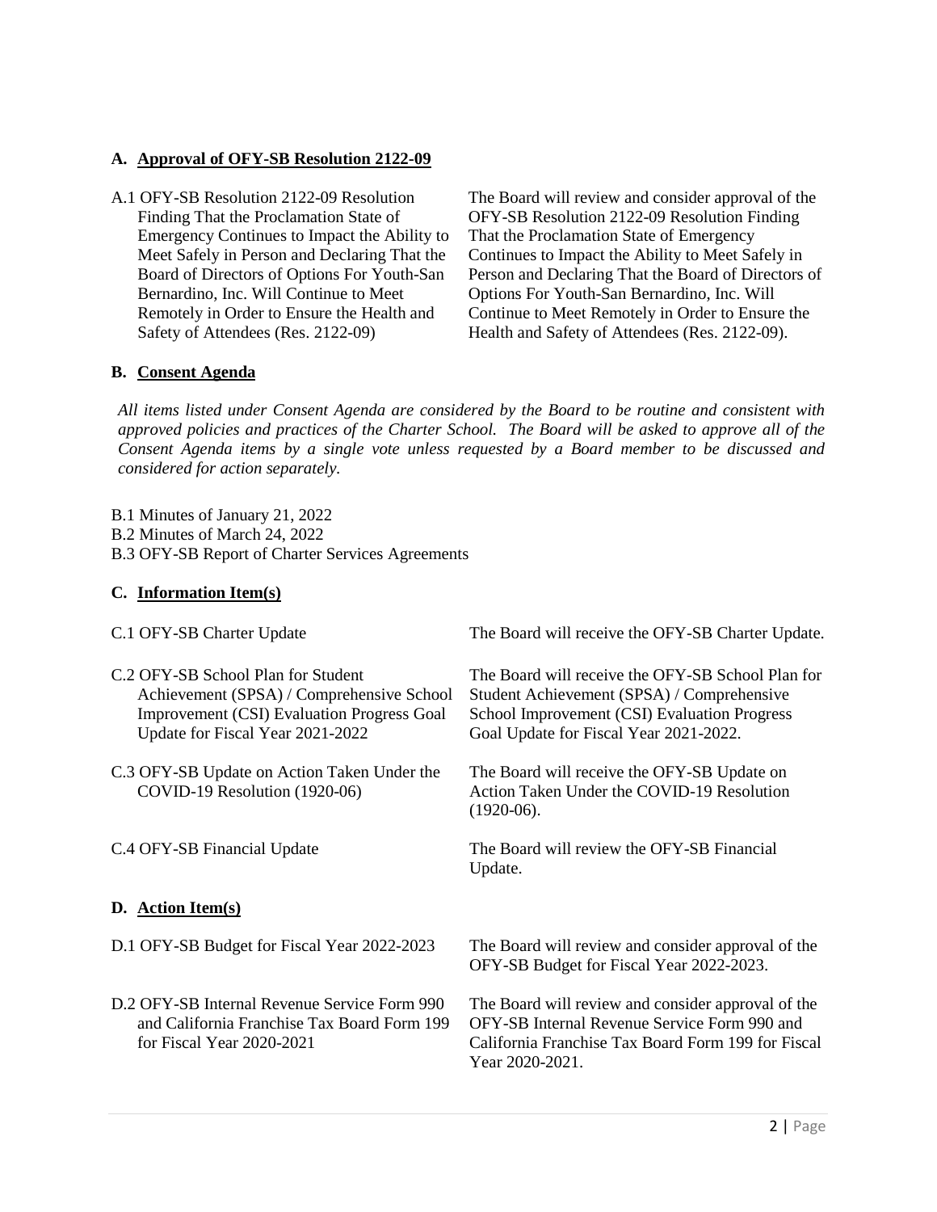### A. Approval of OFY-SB Resolution 2122-09

A.1 OFY-SB Resolution 2122-09 Resolution Finding That the Proclamation State of Emergency Continues to Impact the Ability to Meet Safely in Person and Declaring That the Board of Directors of Options For Youth-San Bernardino, Inc. Will Continue to Meet Remotely in Order to Ensure the Health and Safety of Attendees (Res. 2122-09)

The Board will review and consider approval of the OFY-SB Resolution 2122-09 Resolution Finding That the Proclamation State of Emergency Continues to Impact the Ability to Meet Safely in Person and Declaring That the Board of Directors of Options For Youth-San Bernardino, Inc. Will Continue to Meet Remotely in Order to Ensure the Health and Safety of Attendees (Res. 2122-09).

### B. Consent Agenda

*All items listed under Consent Agenda are considered by the Board to be routine and consistent with approved policies and practices of the Charter School. The Board will be asked to approve all of the Consent Agenda items by a single vote unless requested by a Board member to be discussed and considered for action separately.*

B.1 Minutes of January 21, 2022
B.2 Minutes of March 24, 2022
B.3 OFY-SB Report of Charter Services Agreements

### C. Information Item(s)

C.1 OFY-SB Charter Update

The Board will receive the OFY-SB Charter Update.

C.2 OFY-SB School Plan for Student Achievement (SPSA) / Comprehensive School Improvement (CSI) Evaluation Progress Goal Update for Fiscal Year 2021-2022

The Board will receive the OFY-SB School Plan for Student Achievement (SPSA) / Comprehensive School Improvement (CSI) Evaluation Progress Goal Update for Fiscal Year 2021-2022.

C.3 OFY-SB Update on Action Taken Under the COVID-19 Resolution (1920-06)

The Board will receive the OFY-SB Update on Action Taken Under the COVID-19 Resolution (1920-06).

C.4 OFY-SB Financial Update

The Board will review the OFY-SB Financial Update.

### D. Action Item(s)

D.1 OFY-SB Budget for Fiscal Year 2022-2023

The Board will review and consider approval of the OFY-SB Budget for Fiscal Year 2022-2023.

D.2 OFY-SB Internal Revenue Service Form 990 and California Franchise Tax Board Form 199 for Fiscal Year 2020-2021

The Board will review and consider approval of the OFY-SB Internal Revenue Service Form 990 and California Franchise Tax Board Form 199 for Fiscal Year 2020-2021.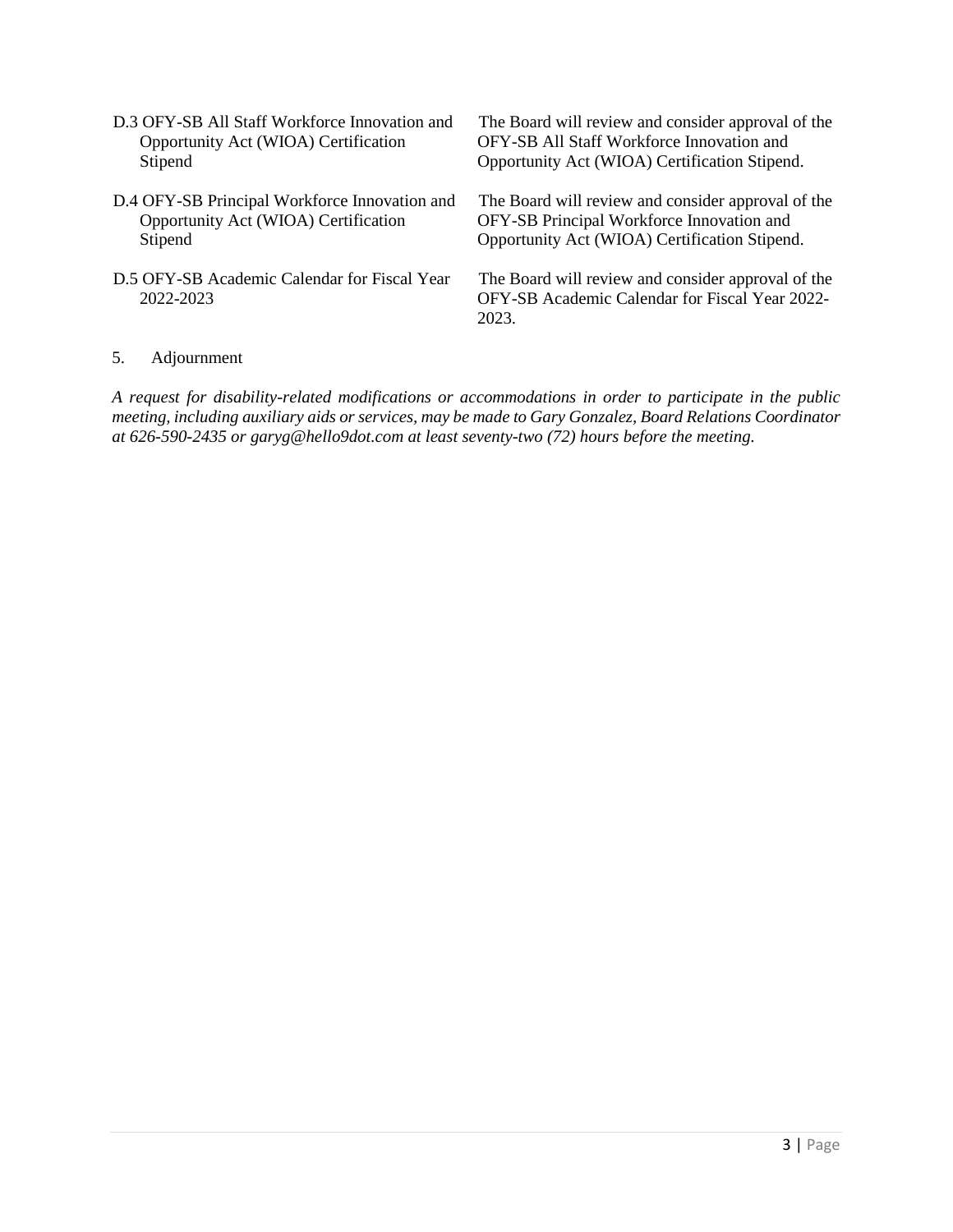| | |
|---|---|
| D.3 OFY-SB All Staff Workforce Innovation and Opportunity Act (WIOA) Certification Stipend | The Board will review and consider approval of the OFY-SB All Staff Workforce Innovation and Opportunity Act (WIOA) Certification Stipend. |
| D.4 OFY-SB Principal Workforce Innovation and Opportunity Act (WIOA) Certification Stipend | The Board will review and consider approval of the OFY-SB Principal Workforce Innovation and Opportunity Act (WIOA) Certification Stipend. |
| D.5 OFY-SB Academic Calendar for Fiscal Year 2022-2023 | The Board will review and consider approval of the OFY-SB Academic Calendar for Fiscal Year 2022-2023. |

5. Adjournment

*A request for disability-related modifications or accommodations in order to participate in the public meeting, including auxiliary aids or services, may be made to Gary Gonzalez, Board Relations Coordinator at 626-590-2435 or garyg@hello9dot.com at least seventy-two (72) hours before the meeting.*